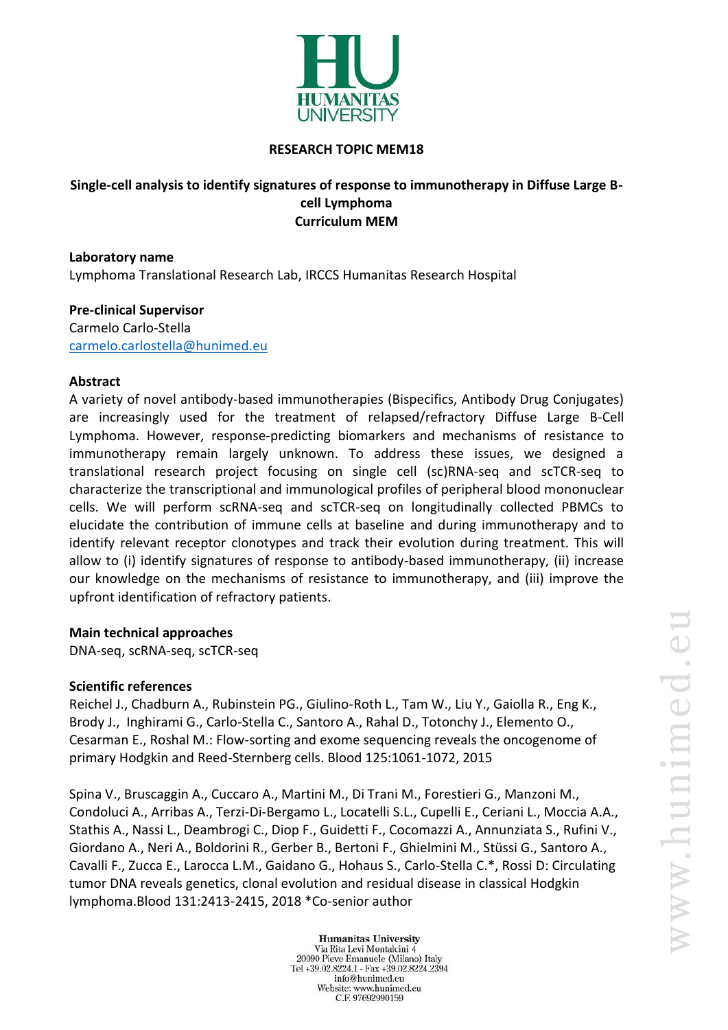**RESEARCH TOPIC MEM18**

# Single-cell analysis to identify signatures of response to immunotherapy in Diffuse Large B-cell Lymphoma

**Curriculum MEM**

**Laboratory name**

Lymphoma Translational Research Lab, IRCCS Humanitas Research Hospital

**Pre-clinical Supervisor**

Carmelo Carlo-Stella

carmelo.carlostella@hunimed.eu

**Abstract**

A variety of novel antibody-based immunotherapies (Bispecifics, Antibody Drug Conjugates) are increasingly used for the treatment of relapsed/refractory Diffuse Large B-Cell Lymphoma. However, response-predicting biomarkers and mechanisms of resistance to immunotherapy remain largely unknown. To address these issues, we designed a translational research project focusing on single cell (sc)RNA-seq and scTCR-seq to characterize the transcriptional and immunological profiles of peripheral blood mononuclear cells. We will perform scRNA-seq and scTCR-seq on longitudinally collected PBMCs to elucidate the contribution of immune cells at baseline and during immunotherapy and to identify relevant receptor clonotypes and track their evolution during treatment. This will allow to (i) identify signatures of response to antibody-based immunotherapy, (ii) increase our knowledge on the mechanisms of resistance to immunotherapy, and (iii) improve the upfront identification of refractory patients.

**Main technical approaches**

DNA-seq, scRNA-seq, scTCR-seq

**Scientific references**

Reichel J., Chadburn A., Rubinstein PG., Giulino-Roth L., Tam W., Liu Y., Gaiolla R., Eng K., Brody J., Inghirami G., Carlo-Stella C., Santoro A., Rahal D., Totonchy J., Elemento O., Cesarman E., Roshal M.: Flow-sorting and exome sequencing reveals the oncogenome of primary Hodgkin and Reed-Sternberg cells. Blood 125:1061-1072, 2015

Spina V., Bruscaggin A., Cuccaro A., Martini M., Di Trani M., Forestieri G., Manzoni M., Condoluci A., Arribas A., Terzi-Di-Bergamo L., Locatelli S.L., Cupelli E., Ceriani L., Moccia A.A., Stathis A., Nassi L., Deambrogi C., Diop F., Guidetti F., Cocomazzi A., Annunziata S., Rufini V., Giordano A., Neri A., Boldorini R., Gerber B., Bertoni F., Ghielmini M., Stüssi G., Santoro A., Cavalli F., Zucca E., Larocca L.M., Gaidano G., Hohaus S., Carlo-Stella C.*, Rossi D: Circulating tumor DNA reveals genetics, clonal evolution and residual disease in classical Hodgkin lymphoma.Blood 131:2413-2415, 2018 *Co-senior author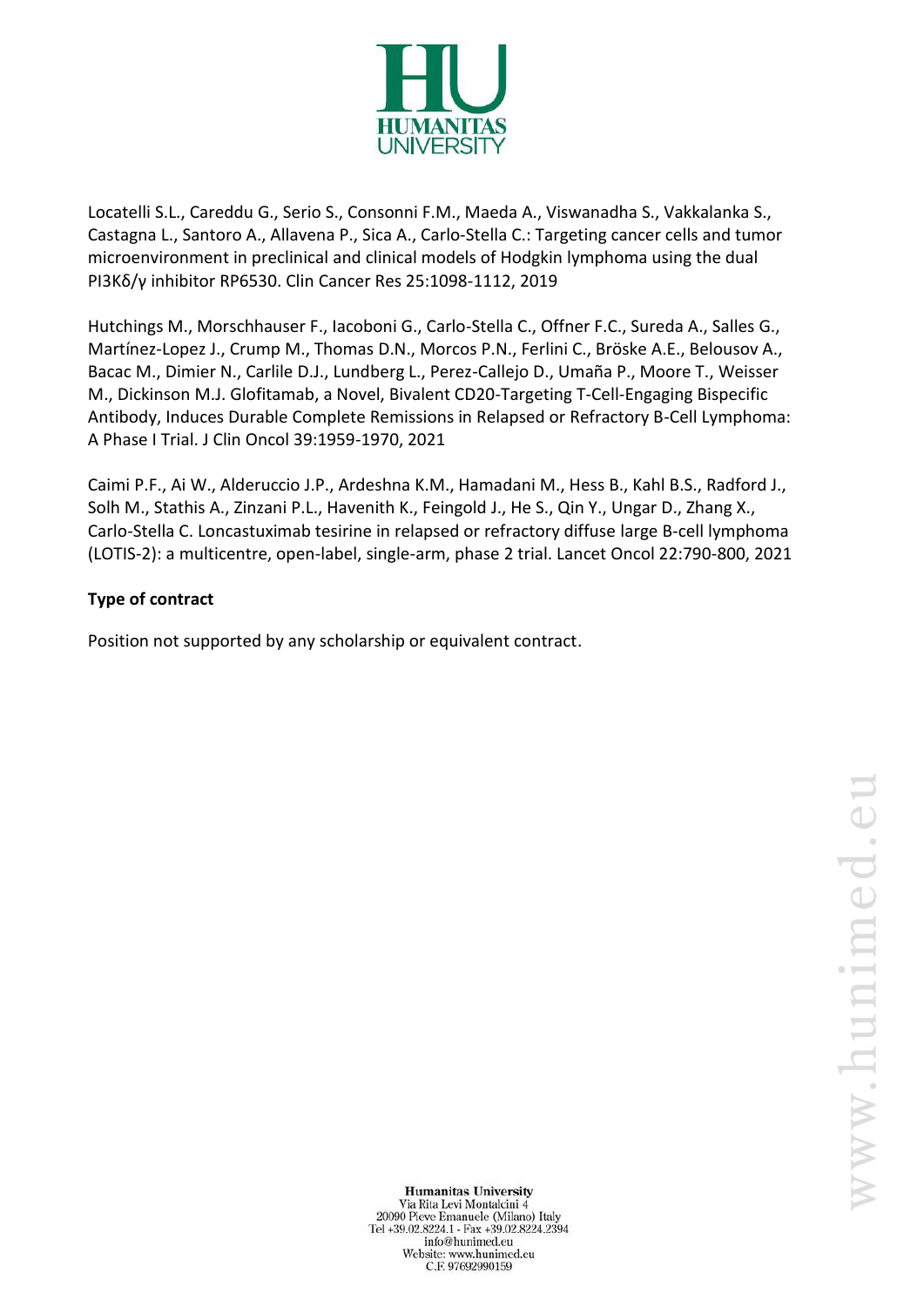Locatelli S.L., Careddu G., Serio S., Consonni F.M., Maeda A., Viswanadha S., Vakkalanka S., Castagna L., Santoro A., Allavena P., Sica A., Carlo-Stella C.: Targeting cancer cells and tumor microenvironment in preclinical and clinical models of Hodgkin lymphoma using the dual PI3Kδ/γ inhibitor RP6530. Clin Cancer Res 25:1098-1112, 2019

Hutchings M., Morschhauser F., Iacoboni G., Carlo-Stella C., Offner F.C., Sureda A., Salles G., Martínez-Lopez J., Crump M., Thomas D.N., Morcos P.N., Ferlini C., Bröske A.E., Belousov A., Bacac M., Dimier N., Carlile D.J., Lundberg L., Perez-Callejo D., Umaña P., Moore T., Weisser M., Dickinson M.J. Glofitamab, a Novel, Bivalent CD20-Targeting T-Cell-Engaging Bispecific Antibody, Induces Durable Complete Remissions in Relapsed or Refractory B-Cell Lymphoma: A Phase I Trial. J Clin Oncol 39:1959-1970, 2021

Caimi P.F., Ai W., Alderuccio J.P., Ardeshna K.M., Hamadani M., Hess B., Kahl B.S., Radford J., Solh M., Stathis A., Zinzani P.L., Havenith K., Feingold J., He S., Qin Y., Ungar D., Zhang X., Carlo-Stella C. Loncastuximab tesirine in relapsed or refractory diffuse large B-cell lymphoma (LOTIS-2): a multicentre, open-label, single-arm, phase 2 trial. Lancet Oncol 22:790-800, 2021

**Type of contract**

Position not supported by any scholarship or equivalent contract.